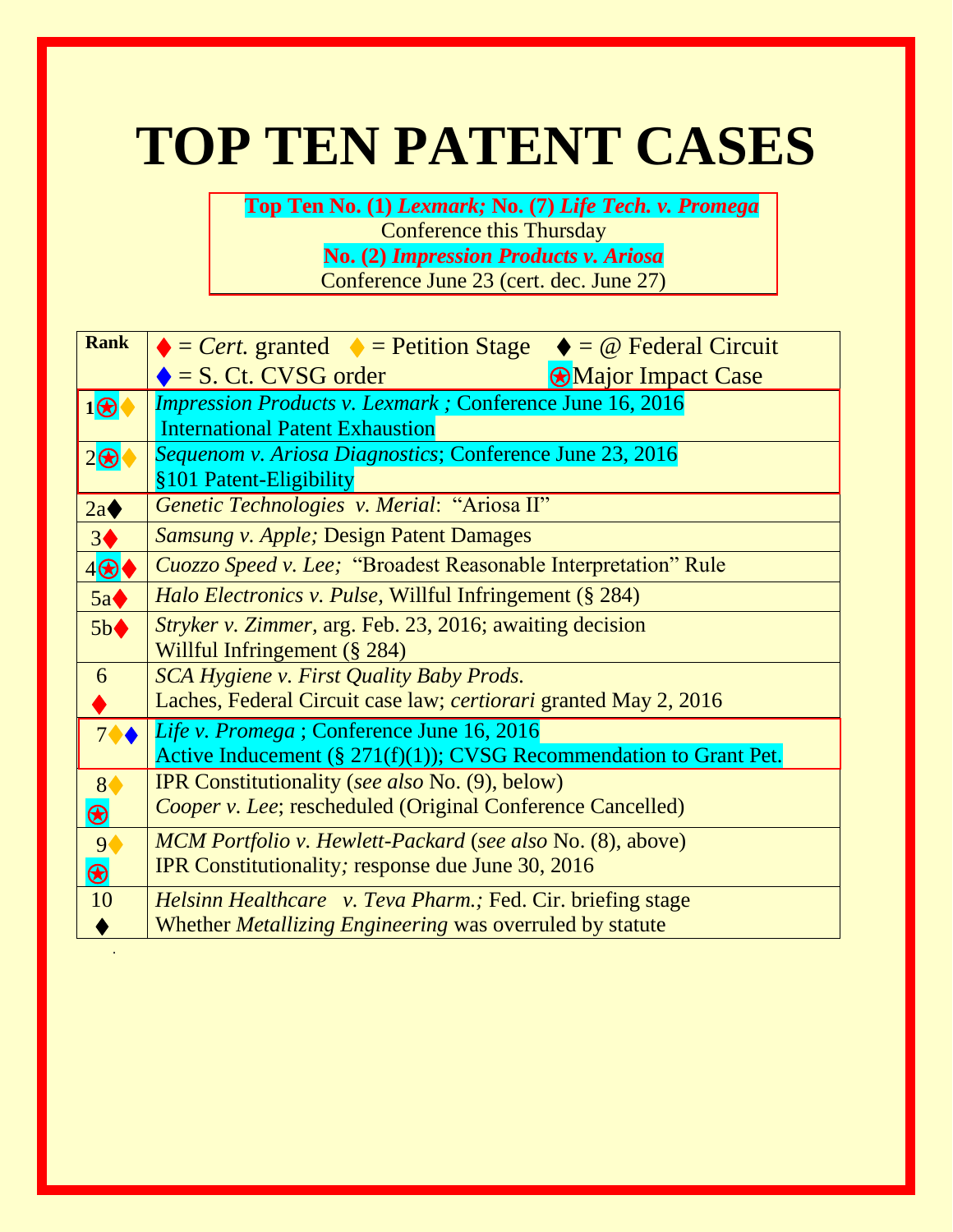# TOP TEN PATENT CASES

**Top Ten No. (1) *Lexmark;* No. (7) *Life Tech. v. Promega***
Conference this Thursday
**No. (2) *Impression Products v. Ariosa***
Conference June 23 (cert. dec. June 27)

| Rank | ♦ = *Cert.* granted ♦ = Petition Stage ♦ = @ Federal Circuit ♦ = S. Ct. CVSG order ⍟ Major Impact Case |
|---|---|
| 1⍟♦ | *Impression Products v. Lexmark ;* Conference June 16, 2016 International Patent Exhaustion |
| 2⍟♦ | *Sequenom v. Ariosa Diagnostics*; Conference June 23, 2016 §101 Patent-Eligibility |
| 2a♦ | *Genetic Technologies v. Merial*: "Ariosa II" |
| 3♦ | *Samsung v. Apple;* Design Patent Damages |
| 4⍟♦ | *Cuozzo Speed v. Lee;* "Broadest Reasonable Interpretation" Rule |
| 5a♦ | *Halo Electronics v. Pulse,* Willful Infringement (§ 284) |
| 5b♦ | *Stryker v. Zimmer,* arg. Feb. 23, 2016; awaiting decision Willful Infringement (§ 284) |
| 6 ♦ | *SCA Hygiene v. First Quality Baby Prods.* Laches, Federal Circuit case law; *certiorari* granted May 2, 2016 |
| 7♦♦ | *Life v. Promega* ; Conference June 16, 2016 Active Inducement (§ 271(f)(1)); CVSG Recommendation to Grant Pet. |
| 8♦ ⍟ | IPR Constitutionality (*see also* No. (9), below) *Cooper v. Lee*; rescheduled (Original Conference Cancelled) |
| 9♦ ⍟ | *MCM Portfolio v. Hewlett-Packard* (*see also* No. (8), above) IPR Constitutionality*;* response due June 30, 2016 |
| 10 ♦ | *Helsinn Healthcare v. Teva Pharm.;* Fed. Cir. briefing stage Whether *Metallizing Engineering* was overruled by statute |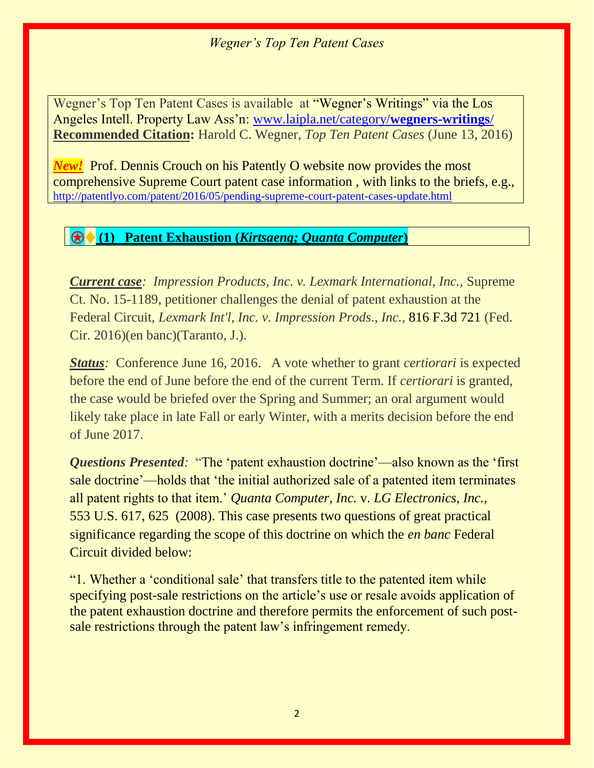Wegner's Top Ten Patent Cases is available at "Wegner's Writings" via the Los Angeles Intell. Property Law Ass'n: [www.laipla.net/category/**wegners-writings**/](http://www.laipla.net/category/wegners-writings/)
**Recommended Citation:** Harold C. Wegner, *Top Ten Patent Cases* (June 13, 2016)

***New!*** Prof. Dennis Crouch on his Patently O website now provides the most comprehensive Supreme Court patent case information , with links to the briefs, e.g., http://patentlyo.com/patent/2016/05/pending-supreme-court-patent-cases-update.html

## ⍟♦ (1) Patent Exhaustion (*Kirtsaeng; Quanta Computer*)

***Current case**: Impression Products, Inc. v. Lexmark International, Inc.,* Supreme Ct. No. 15-1189, petitioner challenges the denial of patent exhaustion at the Federal Circuit, *Lexmark Int'l, Inc. v. Impression Prods., Inc.,* 816 F.3d 721 (Fed. Cir. 2016)(en banc)(Taranto, J.).

***Status**:* Conference June 16, 2016. A vote whether to grant *certiorari* is expected before the end of June before the end of the current Term. If *certiorari* is granted, the case would be briefed over the Spring and Summer; an oral argument would likely take place in late Fall or early Winter, with a merits decision before the end of June 2017.

***Questions Presented**:* "The 'patent exhaustion doctrine'—also known as the 'first sale doctrine'—holds that 'the initial authorized sale of a patented item terminates all patent rights to that item.' *Quanta Computer, Inc.* v. *LG Electronics, Inc.,* 553 U.S. 617, 625 (2008). This case presents two questions of great practical significance regarding the scope of this doctrine on which the *en banc* Federal Circuit divided below:

"1. Whether a 'conditional sale' that transfers title to the patented item while specifying post-sale restrictions on the article's use or resale avoids application of the patent exhaustion doctrine and therefore permits the enforcement of such post-sale restrictions through the patent law's infringement remedy.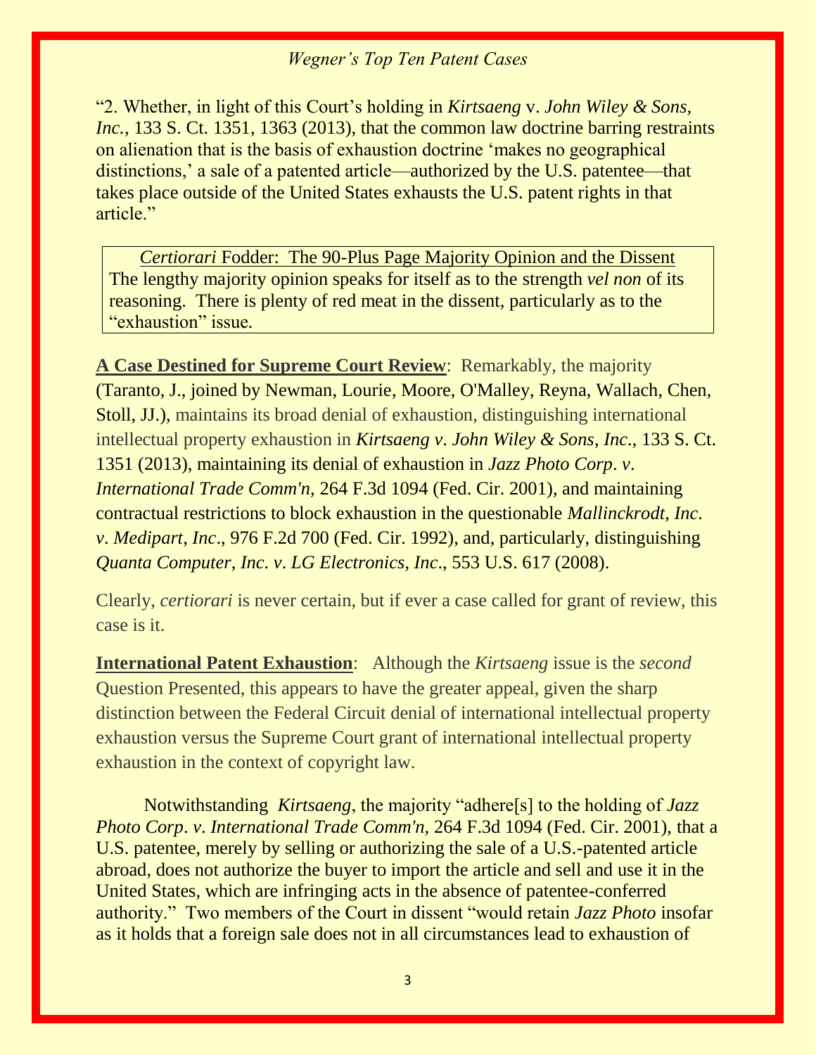"2. Whether, in light of this Court's holding in *Kirtsaeng* v. *John Wiley & Sons, Inc.*, 133 S. Ct. 1351, 1363 (2013), that the common law doctrine barring restraints on alienation that is the basis of exhaustion doctrine 'makes no geographical distinctions,' a sale of a patented article—authorized by the U.S. patentee—that takes place outside of the United States exhausts the U.S. patent rights in that article."

> *Certiorari* Fodder: The 90-Plus Page Majority Opinion and the Dissent
> The lengthy majority opinion speaks for itself as to the strength *vel non* of its reasoning. There is plenty of red meat in the dissent, particularly as to the "exhaustion" issue.

**A Case Destined for Supreme Court Review**: Remarkably, the majority (Taranto, J., joined by Newman, Lourie, Moore, O'Malley, Reyna, Wallach, Chen, Stoll, JJ.), maintains its broad denial of exhaustion, distinguishing international intellectual property exhaustion in ***Kirtsaeng v. John Wiley & Sons, Inc***., 133 S. Ct. 1351 (2013), maintaining its denial of exhaustion in *Jazz Photo Corp. v. International Trade Comm'n,* 264 F.3d 1094 (Fed. Cir. 2001), and maintaining contractual restrictions to block exhaustion in the questionable *Mallinckrodt, Inc. v. Medipart, Inc*., 976 F.2d 700 (Fed. Cir. 1992), and, particularly, distinguishing *Quanta Computer, Inc. v. LG Electronics, Inc*., 553 U.S. 617 (2008).

Clearly, *certiorari* is never certain, but if ever a case called for grant of review, this case is it.

**International Patent Exhaustion**: Although the *Kirtsaeng* issue is the *second* Question Presented, this appears to have the greater appeal, given the sharp distinction between the Federal Circuit denial of international intellectual property exhaustion versus the Supreme Court grant of international intellectual property exhaustion in the context of copyright law.

Notwithstanding *Kirtsaeng*, the majority "adhere[s] to the holding of *Jazz Photo Corp. v. International Trade Comm'n,* 264 F.3d 1094 (Fed. Cir. 2001), that a U.S. patentee, merely by selling or authorizing the sale of a U.S.-patented article abroad, does not authorize the buyer to import the article and sell and use it in the United States, which are infringing acts in the absence of patentee-conferred authority." Two members of the Court in dissent "would retain *Jazz Photo* insofar as it holds that a foreign sale does not in all circumstances lead to exhaustion of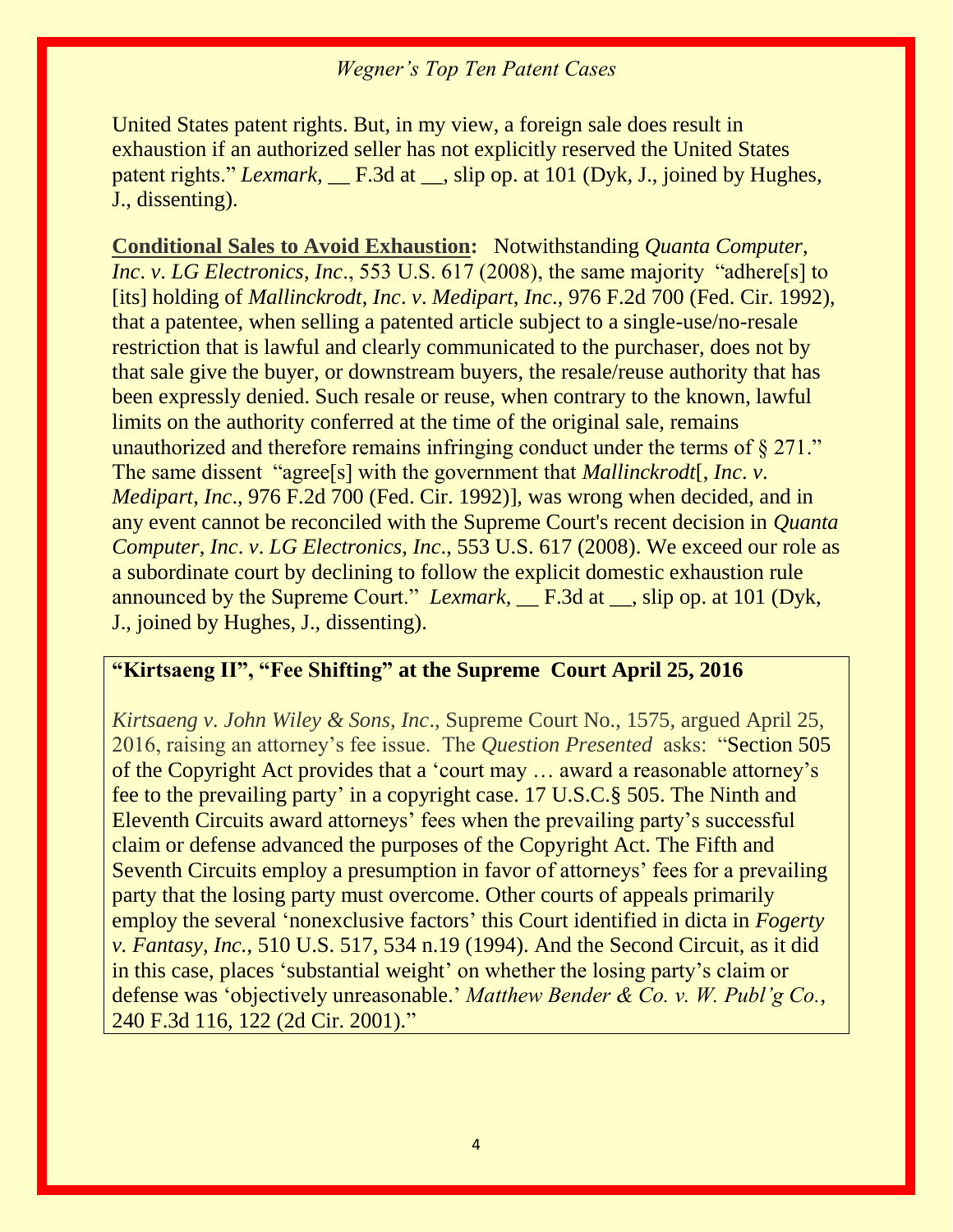United States patent rights. But, in my view, a foreign sale does result in exhaustion if an authorized seller has not explicitly reserved the United States patent rights." *Lexmark*, __ F.3d at __, slip op. at 101 (Dyk, J., joined by Hughes, J., dissenting).

**Conditional Sales to Avoid Exhaustion:** Notwithstanding *Quanta Computer, Inc. v. LG Electronics, Inc.*, 553 U.S. 617 (2008), the same majority "adhere[s] to [its] holding of *Mallinckrodt, Inc. v. Medipart, Inc.*, 976 F.2d 700 (Fed. Cir. 1992), that a patentee, when selling a patented article subject to a single-use/no-resale restriction that is lawful and clearly communicated to the purchaser, does not by that sale give the buyer, or downstream buyers, the resale/reuse authority that has been expressly denied. Such resale or reuse, when contrary to the known, lawful limits on the authority conferred at the time of the original sale, remains unauthorized and therefore remains infringing conduct under the terms of § 271." The same dissent "agree[s] with the government that *Mallinckrodt*[, *Inc. v. Medipart, Inc.*, 976 F.2d 700 (Fed. Cir. 1992)], was wrong when decided, and in any event cannot be reconciled with the Supreme Court's recent decision in *Quanta Computer, Inc. v. LG Electronics, Inc.*, 553 U.S. 617 (2008). We exceed our role as a subordinate court by declining to follow the explicit domestic exhaustion rule announced by the Supreme Court." *Lexmark*, __ F.3d at __, slip op. at 101 (Dyk, J., joined by Hughes, J., dissenting).

**"Kirtsaeng II", "Fee Shifting" at the Supreme Court April 25, 2016**

*Kirtsaeng v. John Wiley & Sons, Inc.*, Supreme Court No., 1575, argued April 25, 2016, raising an attorney's fee issue. The *Question Presented* asks: "Section 505 of the Copyright Act provides that a 'court may … award a reasonable attorney's fee to the prevailing party' in a copyright case. 17 U.S.C.§ 505. The Ninth and Eleventh Circuits award attorneys' fees when the prevailing party's successful claim or defense advanced the purposes of the Copyright Act. The Fifth and Seventh Circuits employ a presumption in favor of attorneys' fees for a prevailing party that the losing party must overcome. Other courts of appeals primarily employ the several 'nonexclusive factors' this Court identified in dicta in *Fogerty v. Fantasy, Inc.*, 510 U.S. 517, 534 n.19 (1994). And the Second Circuit, as it did in this case, places 'substantial weight' on whether the losing party's claim or defense was 'objectively unreasonable.' *Matthew Bender & Co. v. W. Publ'g Co.*, 240 F.3d 116, 122 (2d Cir. 2001)."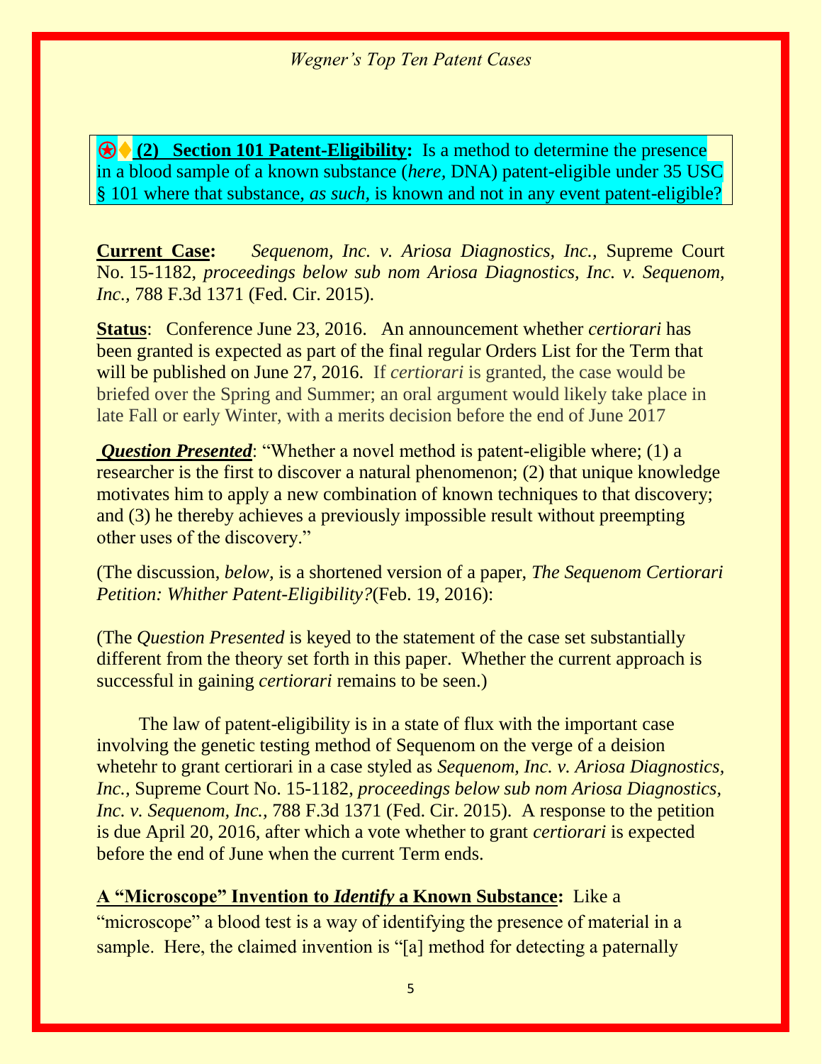⍟♦ **(2) Section 101 Patent-Eligibility:** Is a method to determine the presence in a blood sample of a known substance (*here,* DNA) patent-eligible under 35 USC § 101 where that substance, *as such,* is known and not in any event patent-eligible?

**Current Case:** *Sequenom, Inc. v. Ariosa Diagnostics, Inc.,* Supreme Court No. 15-1182, *proceedings below sub nom Ariosa Diagnostics, Inc. v. Sequenom, Inc.,* 788 F.3d 1371 (Fed. Cir. 2015).

**Status**: Conference June 23, 2016. An announcement whether *certiorari* has been granted is expected as part of the final regular Orders List for the Term that will be published on June 27, 2016. If *certiorari* is granted, the case would be briefed over the Spring and Summer; an oral argument would likely take place in late Fall or early Winter, with a merits decision before the end of June 2017

***Question Presented***: "Whether a novel method is patent-eligible where; (1) a researcher is the first to discover a natural phenomenon; (2) that unique knowledge motivates him to apply a new combination of known techniques to that discovery; and (3) he thereby achieves a previously impossible result without preempting other uses of the discovery."

(The discussion, *below,* is a shortened version of a paper, *The Sequenom Certiorari Petition: Whither Patent-Eligibility?*(Feb. 19, 2016):

(The *Question Presented* is keyed to the statement of the case set substantially different from the theory set forth in this paper. Whether the current approach is successful in gaining *certiorari* remains to be seen.)

The law of patent-eligibility is in a state of flux with the important case involving the genetic testing method of Sequenom on the verge of a deision whetehr to grant certiorari in a case styled as *Sequenom, Inc. v. Ariosa Diagnostics, Inc.,* Supreme Court No. 15-1182, *proceedings below sub nom Ariosa Diagnostics, Inc. v. Sequenom, Inc.,* 788 F.3d 1371 (Fed. Cir. 2015). A response to the petition is due April 20, 2016, after which a vote whether to grant *certiorari* is expected before the end of June when the current Term ends.

**A "Microscope" Invention to *Identify* a Known Substance:** Like a "microscope" a blood test is a way of identifying the presence of material in a sample. Here, the claimed invention is "[a] method for detecting a paternally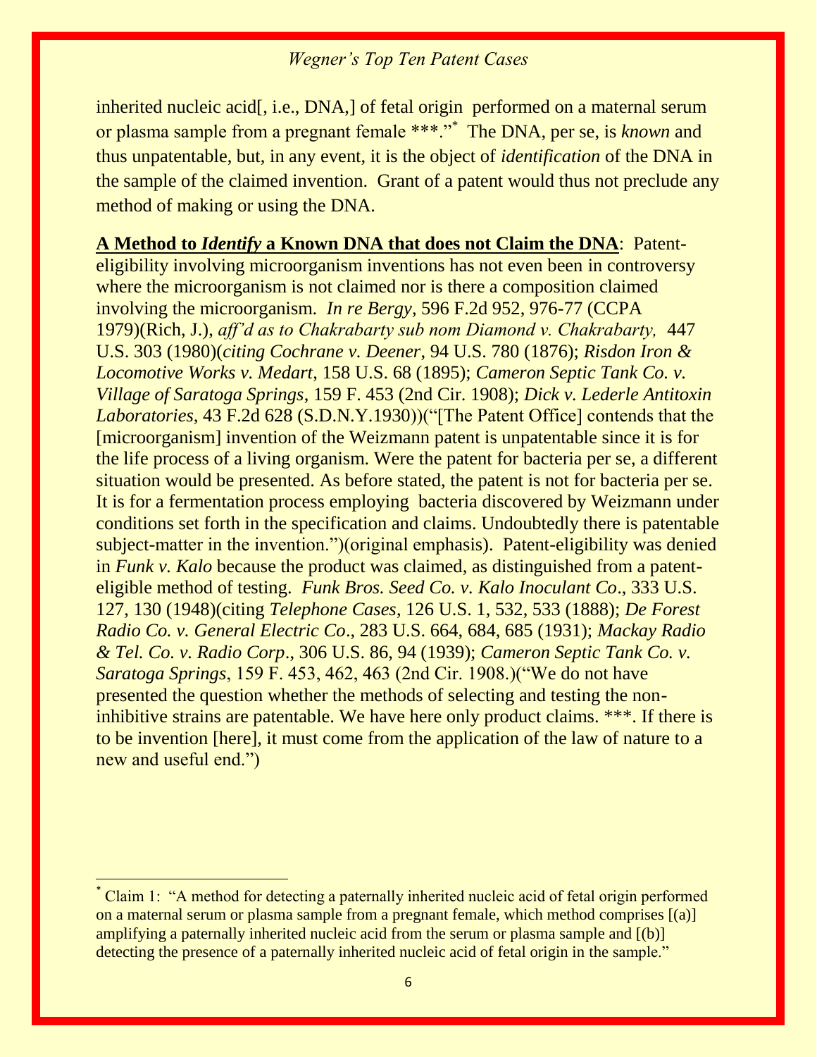inherited nucleic acid[, i.e., DNA,] of fetal origin performed on a maternal serum or plasma sample from a pregnant female \*\*\*."[\*] The DNA, per se, is *known* and thus unpatentable, but, in any event, it is the object of *identification* of the DNA in the sample of the claimed invention. Grant of a patent would thus not preclude any method of making or using the DNA.

**A Method to *Identify* a Known DNA that does not Claim the DNA**: Patent-eligibility involving microorganism inventions has not even been in controversy where the microorganism is not claimed nor is there a composition claimed involving the microorganism. *In re Bergy*, 596 F.2d 952, 976-77 (CCPA 1979)(Rich, J.), *aff'd as to Chakrabarty sub nom Diamond v. Chakrabarty,* 447 U.S. 303 (1980)(*citing Cochrane v. Deener*, 94 U.S. 780 (1876); *Risdon Iron & Locomotive Works v. Medart*, 158 U.S. 68 (1895); *Cameron Septic Tank Co. v. Village of Saratoga Springs*, 159 F. 453 (2nd Cir. 1908); *Dick v. Lederle Antitoxin Laboratories*, 43 F.2d 628 (S.D.N.Y.1930))("[The Patent Office] contends that the [microorganism] invention of the Weizmann patent is unpatentable since it is for the life process of a living organism. Were the patent for bacteria per se, a different situation would be presented. As before stated, the patent is not for bacteria per se. It is for a fermentation process employing bacteria discovered by Weizmann under conditions set forth in the specification and claims. Undoubtedly there is patentable subject-matter in the invention.")(original emphasis). Patent-eligibility was denied in *Funk v. Kalo* because the product was claimed, as distinguished from a patent-eligible method of testing. *Funk Bros. Seed Co. v. Kalo Inoculant Co*., 333 U.S. 127, 130 (1948)(citing *Telephone Cases*, 126 U.S. 1, 532, 533 (1888); *De Forest Radio Co. v. General Electric Co*., 283 U.S. 664, 684, 685 (1931); *Mackay Radio & Tel. Co. v. Radio Corp*., 306 U.S. 86, 94 (1939); *Cameron Septic Tank Co. v. Saratoga Springs*, 159 F. 453, 462, 463 (2nd Cir. 1908.)("We do not have presented the question whether the methods of selecting and testing the non-inhibitive strains are patentable. We have here only product claims. \*\*\*. If there is to be invention [here], it must come from the application of the law of nature to a new and useful end.")

---

[\*] Claim 1: "A method for detecting a paternally inherited nucleic acid of fetal origin performed on a maternal serum or plasma sample from a pregnant female, which method comprises [(a)] amplifying a paternally inherited nucleic acid from the serum or plasma sample and [(b)] detecting the presence of a paternally inherited nucleic acid of fetal origin in the sample."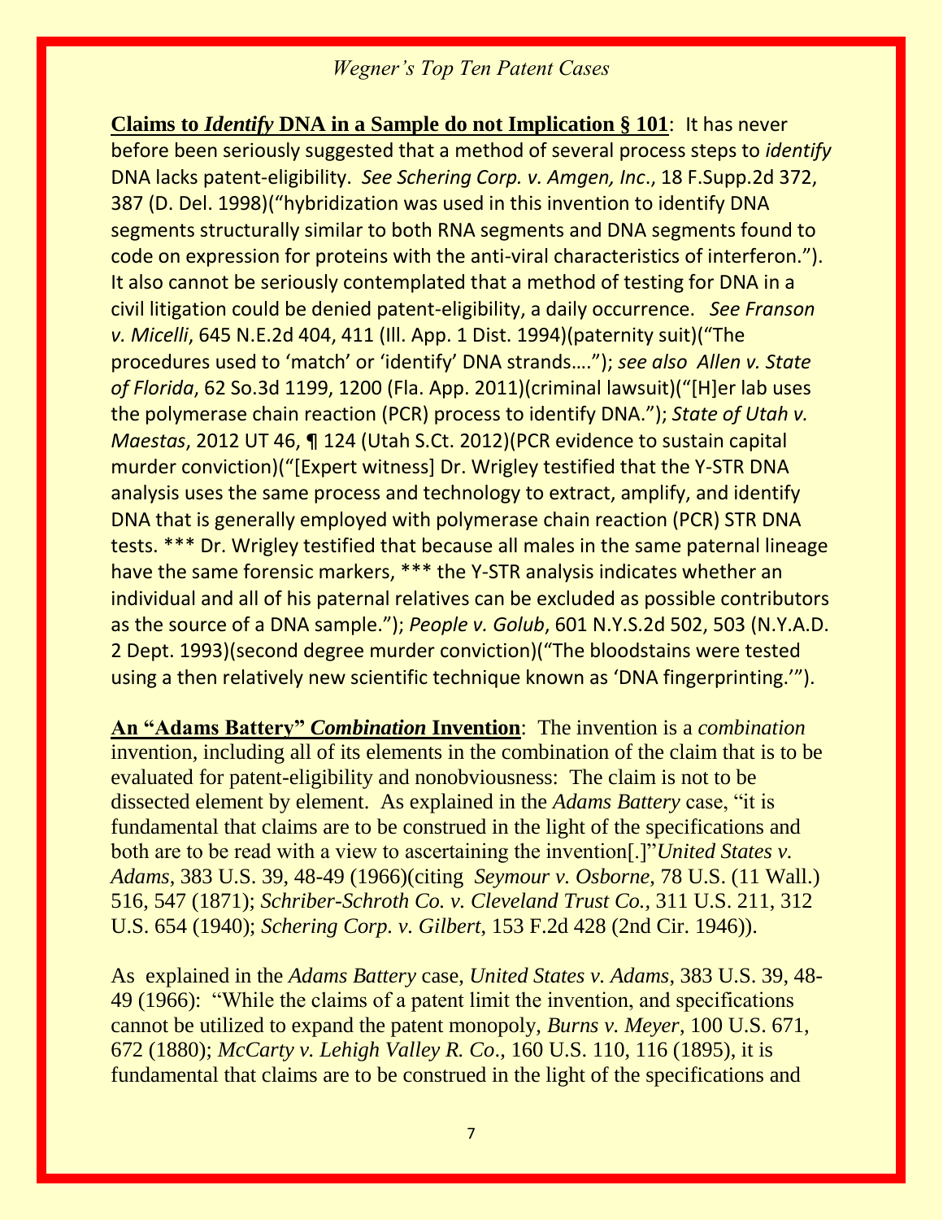**Claims to *Identify* DNA in a Sample do not Implication § 101**: It has never before been seriously suggested that a method of several process steps to *identify* DNA lacks patent-eligibility. *See Schering Corp. v. Amgen, Inc*., 18 F.Supp.2d 372, 387 (D. Del. 1998)("hybridization was used in this invention to identify DNA segments structurally similar to both RNA segments and DNA segments found to code on expression for proteins with the anti-viral characteristics of interferon."). It also cannot be seriously contemplated that a method of testing for DNA in a civil litigation could be denied patent-eligibility, a daily occurrence. *See Franson v. Micelli*, 645 N.E.2d 404, 411 (Ill. App. 1 Dist. 1994)(paternity suit)("The procedures used to 'match' or 'identify' DNA strands…."); *see also Allen v. State of Florida*, 62 So.3d 1199, 1200 (Fla. App. 2011)(criminal lawsuit)("[H]er lab uses the polymerase chain reaction (PCR) process to identify DNA."); *State of Utah v. Maestas*, 2012 UT 46, ¶ 124 (Utah S.Ct. 2012)(PCR evidence to sustain capital murder conviction)("[Expert witness] Dr. Wrigley testified that the Y-STR DNA analysis uses the same process and technology to extract, amplify, and identify DNA that is generally employed with polymerase chain reaction (PCR) STR DNA tests. *** Dr. Wrigley testified that because all males in the same paternal lineage have the same forensic markers, *** the Y-STR analysis indicates whether an individual and all of his paternal relatives can be excluded as possible contributors as the source of a DNA sample."); *People v. Golub*, 601 N.Y.S.2d 502, 503 (N.Y.A.D. 2 Dept. 1993)(second degree murder conviction)("The bloodstains were tested using a then relatively new scientific technique known as 'DNA fingerprinting.'").

**An "Adams Battery" *Combination* Invention**: The invention is a *combination* invention, including all of its elements in the combination of the claim that is to be evaluated for patent-eligibility and nonobviousness: The claim is not to be dissected element by element. As explained in the *Adams Battery* case, "it is fundamental that claims are to be construed in the light of the specifications and both are to be read with a view to ascertaining the invention[.]"*United States v. Adams*, 383 U.S. 39, 48-49 (1966)(citing *Seymour v. Osborne*, 78 U.S. (11 Wall.) 516, 547 (1871); *Schriber-Schroth Co. v. Cleveland Trust Co.*, 311 U.S. 211, 312 U.S. 654 (1940); *Schering Corp. v. Gilbert*, 153 F.2d 428 (2nd Cir. 1946)).

As explained in the *Adams Battery* case, *United States v. Adams*, 383 U.S. 39, 48-49 (1966): "While the claims of a patent limit the invention, and specifications cannot be utilized to expand the patent monopoly, *Burns v. Meyer*, 100 U.S. 671, 672 (1880); *McCarty v. Lehigh Valley R. Co*., 160 U.S. 110, 116 (1895), it is fundamental that claims are to be construed in the light of the specifications and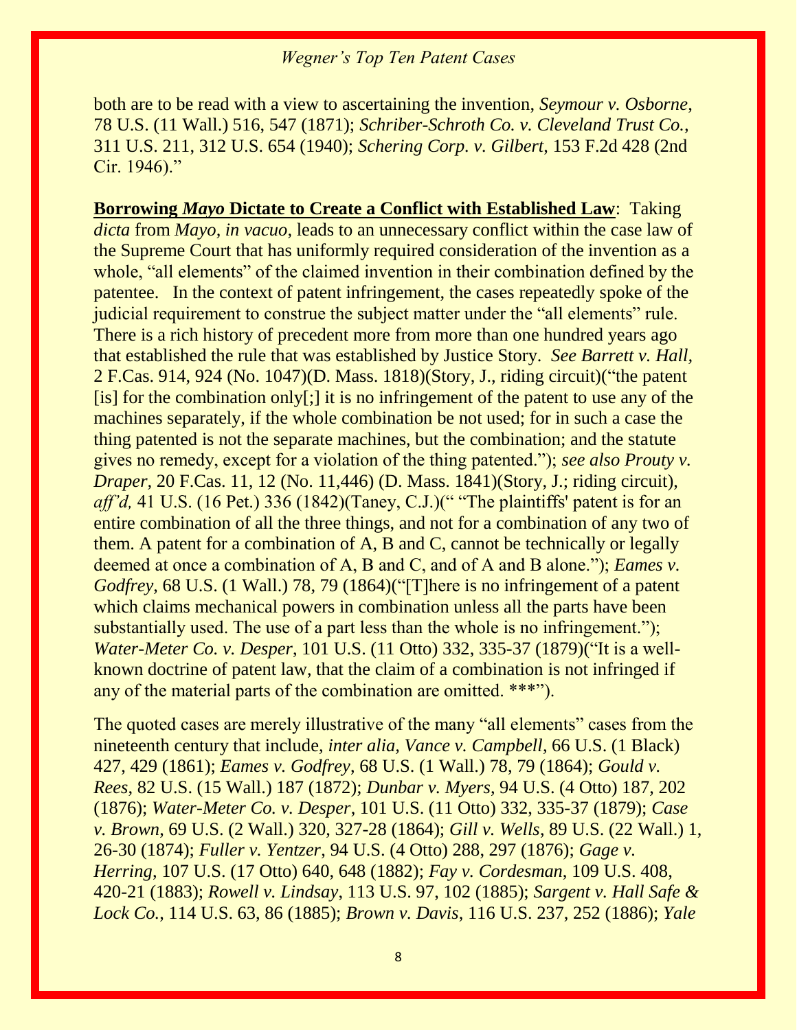both are to be read with a view to ascertaining the invention, *Seymour v. Osborne,* 78 U.S. (11 Wall.) 516, 547 (1871); *Schriber-Schroth Co. v. Cleveland Trust Co.,* 311 U.S. 211, 312 U.S. 654 (1940); *Schering Corp. v. Gilbert*, 153 F.2d 428 (2nd Cir. 1946)."

**<u>Borrowing *Mayo* Dictate to Create a Conflict with Established Law</u>**: Taking *dicta* from *Mayo, in vacuo,* leads to an unnecessary conflict within the case law of the Supreme Court that has uniformly required consideration of the invention as a whole, "all elements" of the claimed invention in their combination defined by the patentee. In the context of patent infringement, the cases repeatedly spoke of the judicial requirement to construe the subject matter under the "all elements" rule. There is a rich history of precedent more from more than one hundred years ago that established the rule that was established by Justice Story. *See Barrett v. Hall,* 2 F.Cas. 914, 924 (No. 1047)(D. Mass. 1818)(Story, J., riding circuit)("the patent [is] for the combination only[;] it is no infringement of the patent to use any of the machines separately, if the whole combination be not used; for in such a case the thing patented is not the separate machines, but the combination; and the statute gives no remedy, except for a violation of the thing patented."); *see also Prouty v. Draper,* 20 F.Cas. 11, 12 (No. 11,446) (D. Mass. 1841)(Story, J.; riding circuit), *aff'd,* 41 U.S. (16 Pet.) 336 (1842)(Taney, C.J.)(" "The plaintiffs' patent is for an entire combination of all the three things, and not for a combination of any two of them. A patent for a combination of A, B and C, cannot be technically or legally deemed at once a combination of A, B and C, and of A and B alone."); *Eames v. Godfrey*, 68 U.S. (1 Wall.) 78, 79 (1864)("[T]here is no infringement of a patent which claims mechanical powers in combination unless all the parts have been substantially used. The use of a part less than the whole is no infringement."); *Water-Meter Co. v. Desper*, 101 U.S. (11 Otto) 332, 335-37 (1879)("It is a well-known doctrine of patent law, that the claim of a combination is not infringed if any of the material parts of the combination are omitted. ***").

The quoted cases are merely illustrative of the many "all elements" cases from the nineteenth century that include, *inter alia, Vance v. Campbell*, 66 U.S. (1 Black) 427, 429 (1861); *Eames v. Godfrey*, 68 U.S. (1 Wall.) 78, 79 (1864); *Gould v. Rees*, 82 U.S. (15 Wall.) 187 (1872); *Dunbar v. Myers*, 94 U.S. (4 Otto) 187, 202 (1876); *Water-Meter Co. v. Desper*, 101 U.S. (11 Otto) 332, 335-37 (1879); *Case v. Brown*, 69 U.S. (2 Wall.) 320, 327-28 (1864); *Gill v. Wells*, 89 U.S. (22 Wall.) 1, 26-30 (1874); *Fuller v. Yentzer*, 94 U.S. (4 Otto) 288, 297 (1876); *Gage v. Herring*, 107 U.S. (17 Otto) 640, 648 (1882); *Fay v. Cordesman*, 109 U.S. 408, 420-21 (1883); *Rowell v. Lindsay*, 113 U.S. 97, 102 (1885); *Sargent v. Hall Safe & Lock Co.*, 114 U.S. 63, 86 (1885); *Brown v. Davis*, 116 U.S. 237, 252 (1886); *Yale*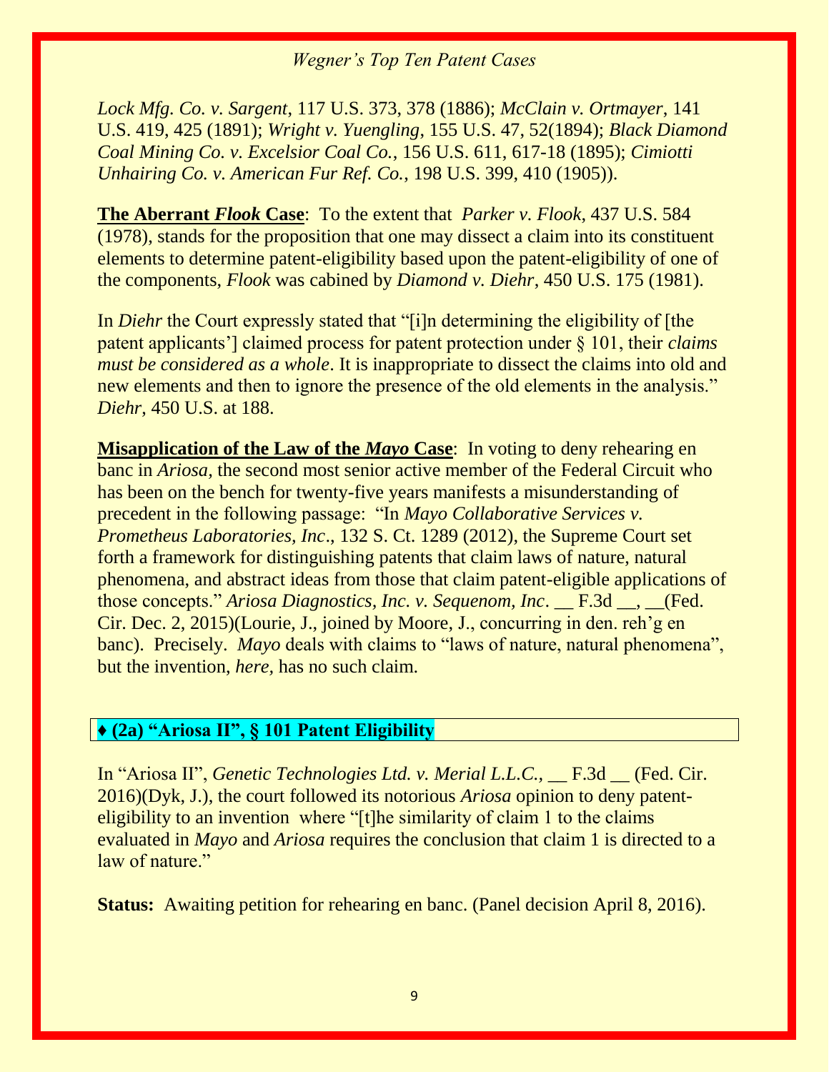*Lock Mfg. Co. v. Sargent*, 117 U.S. 373, 378 (1886); *McClain v. Ortmayer*, 141 U.S. 419, 425 (1891); *Wright v. Yuengling*, 155 U.S. 47, 52(1894); *Black Diamond Coal Mining Co. v. Excelsior Coal Co.*, 156 U.S. 611, 617-18 (1895); *Cimiotti Unhairing Co. v. American Fur Ref. Co.*, 198 U.S. 399, 410 (1905)).

**The Aberrant *Flook* Case**: To the extent that *Parker v. Flook*, 437 U.S. 584 (1978), stands for the proposition that one may dissect a claim into its constituent elements to determine patent-eligibility based upon the patent-eligibility of one of the components, *Flook* was cabined by *Diamond v. Diehr*, 450 U.S. 175 (1981).

In *Diehr* the Court expressly stated that "[i]n determining the eligibility of [the patent applicants'] claimed process for patent protection under § 101, their *claims must be considered as a whole*. It is inappropriate to dissect the claims into old and new elements and then to ignore the presence of the old elements in the analysis." *Diehr*, 450 U.S. at 188.

**Misapplication of the Law of the *Mayo* Case**: In voting to deny rehearing en banc in *Ariosa*, the second most senior active member of the Federal Circuit who has been on the bench for twenty-five years manifests a misunderstanding of precedent in the following passage: "In *Mayo Collaborative Services v. Prometheus Laboratories, Inc*., 132 S. Ct. 1289 (2012), the Supreme Court set forth a framework for distinguishing patents that claim laws of nature, natural phenomena, and abstract ideas from those that claim patent-eligible applications of those concepts." *Ariosa Diagnostics, Inc. v. Sequenom, Inc*. __ F.3d __, __(Fed. Cir. Dec. 2, 2015)(Lourie, J., joined by Moore, J., concurring in den. reh'g en banc). Precisely. *Mayo* deals with claims to "laws of nature, natural phenomena", but the invention, *here,* has no such claim.

## ♦ (2a) "Ariosa II", § 101 Patent Eligibility

In "Ariosa II", *Genetic Technologies Ltd. v. Merial L.L.C.,* __ F.3d __ (Fed. Cir. 2016)(Dyk, J.), the court followed its notorious *Ariosa* opinion to deny patent-eligibility to an invention where "[t]he similarity of claim 1 to the claims evaluated in *Mayo* and *Ariosa* requires the conclusion that claim 1 is directed to a law of nature."

**Status:** Awaiting petition for rehearing en banc. (Panel decision April 8, 2016).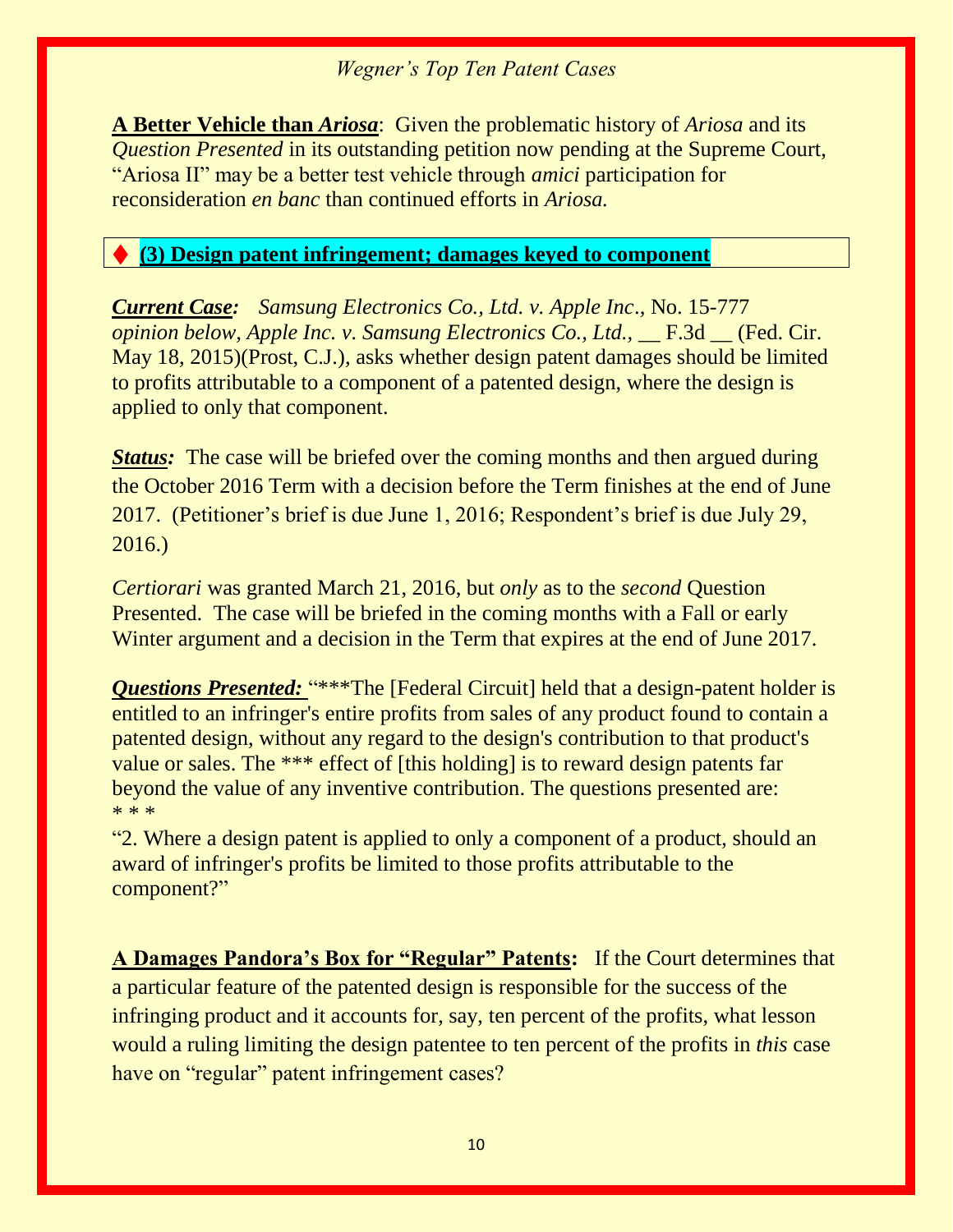**A Better Vehicle than *Ariosa***: Given the problematic history of *Ariosa* and its *Question Presented* in its outstanding petition now pending at the Supreme Court, "Ariosa II" may be a better test vehicle through *amici* participation for reconsideration *en banc* than continued efforts in *Ariosa.*

### ♦ (3) Design patent infringement; damages keyed to component

***Current Case:*** *Samsung Electronics Co., Ltd. v. Apple Inc*., No. 15-777 *opinion below, Apple Inc. v. Samsung Electronics Co., Ltd.,* __ F.3d __ (Fed. Cir. May 18, 2015)(Prost, C.J.), asks whether design patent damages should be limited to profits attributable to a component of a patented design, where the design is applied to only that component.

***Status:*** The case will be briefed over the coming months and then argued during the October 2016 Term with a decision before the Term finishes at the end of June 2017. (Petitioner's brief is due June 1, 2016; Respondent's brief is due July 29, 2016.)

*Certiorari* was granted March 21, 2016, but *only* as to the *second* Question Presented. The case will be briefed in the coming months with a Fall or early Winter argument and a decision in the Term that expires at the end of June 2017.

***Questions Presented:*** "***The [Federal Circuit] held that a design-patent holder is entitled to an infringer's entire profits from sales of any product found to contain a patented design, without any regard to the design's contribution to that product's value or sales. The *** effect of [this holding] is to reward design patents far beyond the value of any inventive contribution. The questions presented are:
* * *

"2. Where a design patent is applied to only a component of a product, should an award of infringer's profits be limited to those profits attributable to the component?"

**A Damages Pandora's Box for "Regular" Patents:** If the Court determines that a particular feature of the patented design is responsible for the success of the infringing product and it accounts for, say, ten percent of the profits, what lesson would a ruling limiting the design patentee to ten percent of the profits in *this* case have on "regular" patent infringement cases?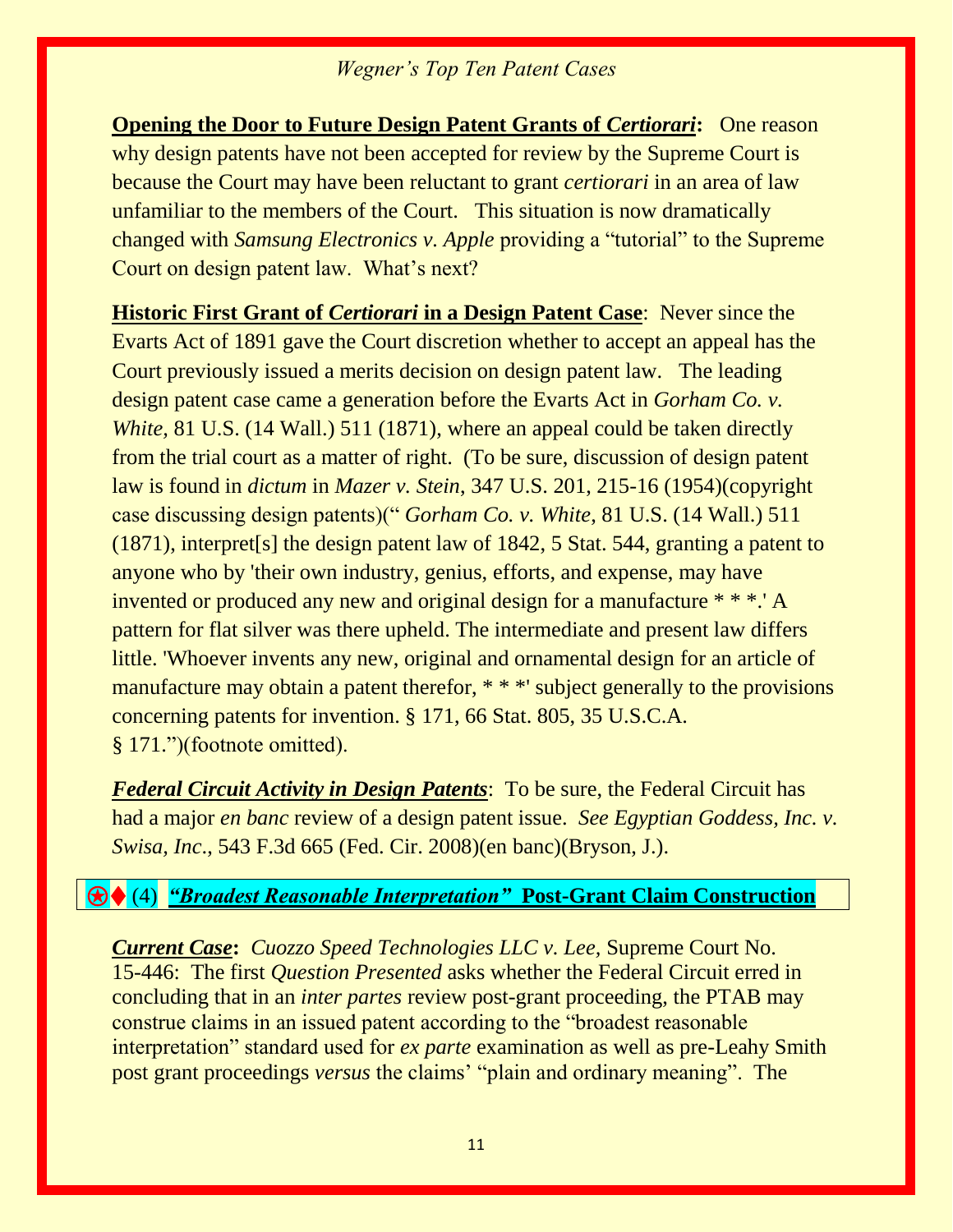**Opening the Door to Future Design Patent Grants of *Certiorari*:** One reason why design patents have not been accepted for review by the Supreme Court is because the Court may have been reluctant to grant *certiorari* in an area of law unfamiliar to the members of the Court. This situation is now dramatically changed with *Samsung Electronics v. Apple* providing a "tutorial" to the Supreme Court on design patent law. What's next?

**Historic First Grant of *Certiorari* in a Design Patent Case**: Never since the Evarts Act of 1891 gave the Court discretion whether to accept an appeal has the Court previously issued a merits decision on design patent law. The leading design patent case came a generation before the Evarts Act in *Gorham Co. v. White,* 81 U.S. (14 Wall.) 511 (1871), where an appeal could be taken directly from the trial court as a matter of right. (To be sure, discussion of design patent law is found in *dictum* in *Mazer v. Stein*, 347 U.S. 201, 215-16 (1954)(copyright case discussing design patents)(" *Gorham Co. v. White,* 81 U.S. (14 Wall.) 511 (1871), interpret[s] the design patent law of 1842, 5 Stat. 544, granting a patent to anyone who by 'their own industry, genius, efforts, and expense, may have invented or produced any new and original design for a manufacture * * *.' A pattern for flat silver was there upheld. The intermediate and present law differs little. 'Whoever invents any new, original and ornamental design for an article of manufacture may obtain a patent therefor, * * *' subject generally to the provisions concerning patents for invention. § 171, 66 Stat. 805, 35 U.S.C.A. § 171.")(footnote omitted).

***Federal Circuit Activity in Design Patents***: To be sure, the Federal Circuit has had a major *en banc* review of a design patent issue. *See Egyptian Goddess, Inc. v. Swisa, Inc*., 543 F.3d 665 (Fed. Cir. 2008)(en banc)(Bryson, J.).

## ⍟♦ (4) ***"Broadest Reasonable Interpretation"*** **Post-Grant Claim Construction**

***Current Case*:** *Cuozzo Speed Technologies LLC v. Lee,* Supreme Court No. 15-446: The first *Question Presented* asks whether the Federal Circuit erred in concluding that in an *inter partes* review post-grant proceeding, the PTAB may construe claims in an issued patent according to the "broadest reasonable interpretation" standard used for *ex parte* examination as well as pre-Leahy Smith post grant proceedings *versus* the claims' "plain and ordinary meaning". The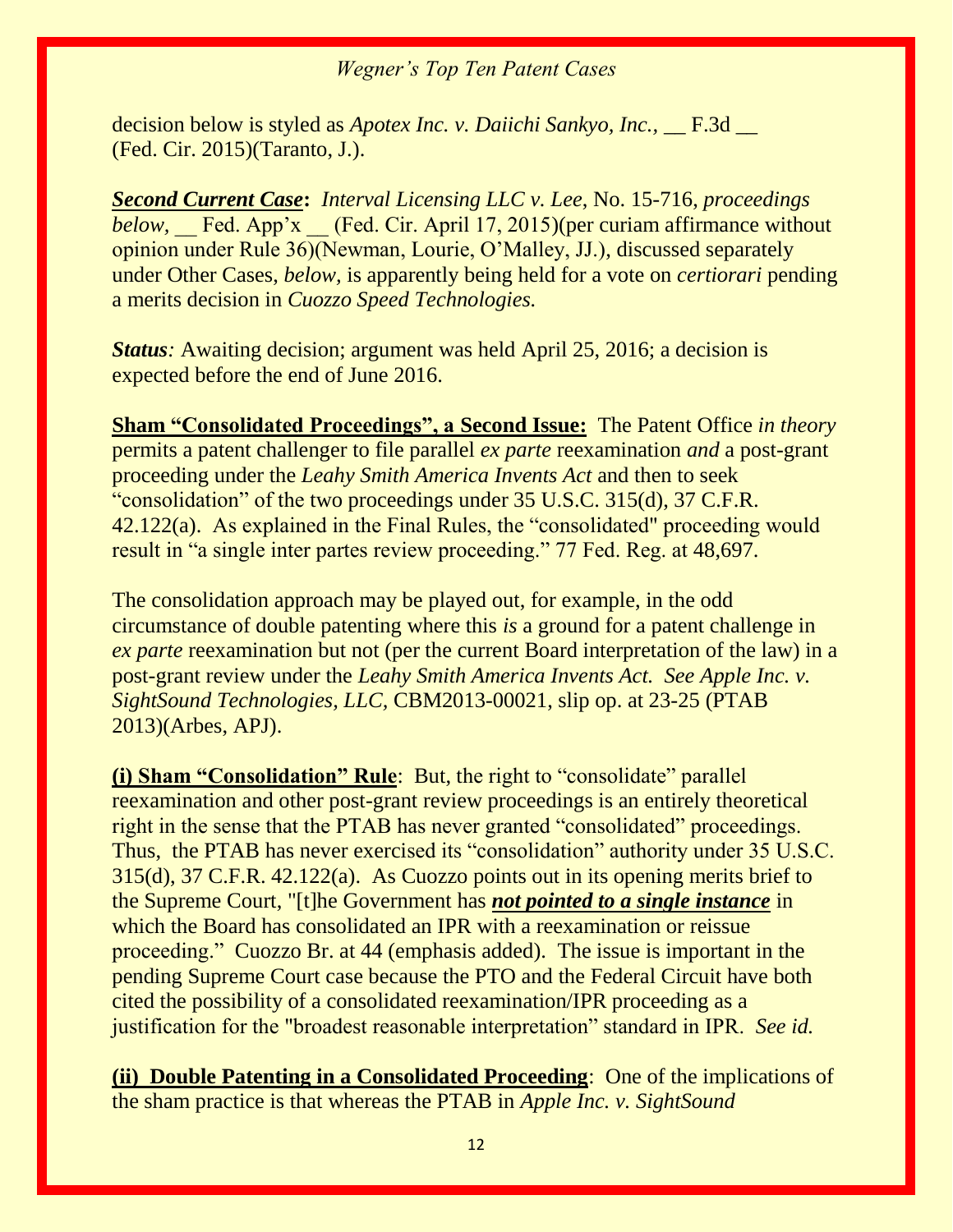decision below is styled as *Apotex Inc. v. Daiichi Sankyo, Inc.*, __ F.3d __ (Fed. Cir. 2015)(Taranto, J.).

***Second Current Case*****:** *Interval Licensing LLC v. Lee*, No. 15-716, *proceedings below,* __ Fed. App'x __ (Fed. Cir. April 17, 2015)(per curiam affirmance without opinion under Rule 36)(Newman, Lourie, O'Malley, JJ.), discussed separately under Other Cases, *below,* is apparently being held for a vote on *certiorari* pending a merits decision in *Cuozzo Speed Technologies.*

***Status**:* Awaiting decision; argument was held April 25, 2016; a decision is expected before the end of June 2016.

**Sham "Consolidated Proceedings", a Second Issue:** The Patent Office *in theory* permits a patent challenger to file parallel *ex parte* reexamination *and* a post-grant proceeding under the *Leahy Smith America Invents Act* and then to seek "consolidation" of the two proceedings under 35 U.S.C. 315(d), 37 C.F.R. 42.122(a). As explained in the Final Rules, the "consolidated" proceeding would result in "a single inter partes review proceeding." 77 Fed. Reg. at 48,697.

The consolidation approach may be played out, for example, in the odd circumstance of double patenting where this *is* a ground for a patent challenge in *ex parte* reexamination but not (per the current Board interpretation of the law) in a post-grant review under the *Leahy Smith America Invents Act. See Apple Inc. v. SightSound Technologies, LLC,* CBM2013-00021, slip op. at 23-25 (PTAB 2013)(Arbes, APJ).

**(i) Sham "Consolidation" Rule**: But, the right to "consolidate" parallel reexamination and other post-grant review proceedings is an entirely theoretical right in the sense that the PTAB has never granted "consolidated" proceedings. Thus, the PTAB has never exercised its "consolidation" authority under 35 U.S.C. 315(d), 37 C.F.R. 42.122(a). As Cuozzo points out in its opening merits brief to the Supreme Court, "[t]he Government has ***not pointed to a single instance*** in which the Board has consolidated an IPR with a reexamination or reissue proceeding." Cuozzo Br. at 44 (emphasis added). The issue is important in the pending Supreme Court case because the PTO and the Federal Circuit have both cited the possibility of a consolidated reexamination/IPR proceeding as a justification for the "broadest reasonable interpretation" standard in IPR. *See id.*

**(ii) Double Patenting in a Consolidated Proceeding**: One of the implications of the sham practice is that whereas the PTAB in *Apple Inc. v. SightSound*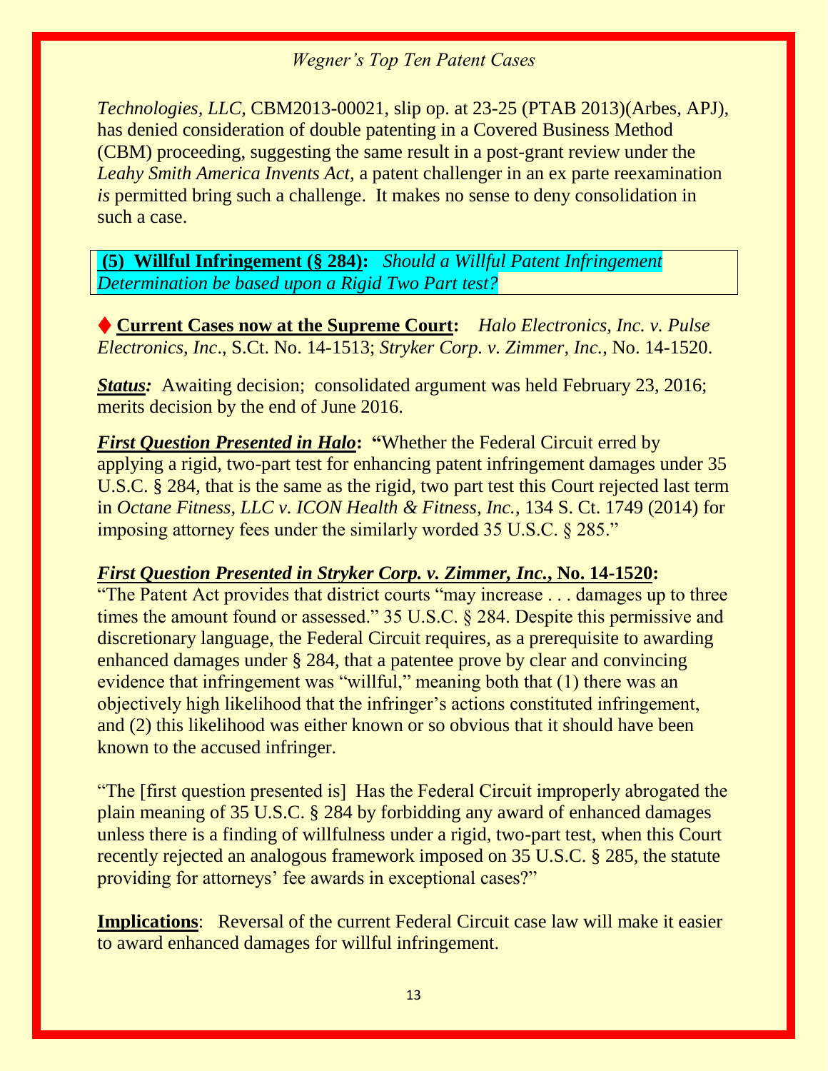*Technologies, LLC,* CBM2013-00021, slip op. at 23-25 (PTAB 2013)(Arbes, APJ), has denied consideration of double patenting in a Covered Business Method (CBM) proceeding, suggesting the same result in a post-grant review under the *Leahy Smith America Invents Act,* a patent challenger in an ex parte reexamination *is* permitted bring such a challenge. It makes no sense to deny consolidation in such a case.

**(5) Willful Infringement (§ 284):** *Should a Willful Patent Infringement Determination be based upon a Rigid Two Part test?*

♦ **Current Cases now at the Supreme Court:** *Halo Electronics, Inc. v. Pulse Electronics, Inc*., S.Ct. No. 14-1513; *Stryker Corp. v. Zimmer, Inc.,* No. 14-1520.

***Status:*** Awaiting decision; consolidated argument was held February 23, 2016; merits decision by the end of June 2016.

***First Question Presented in Halo*: "**Whether the Federal Circuit erred by applying a rigid, two-part test for enhancing patent infringement damages under 35 U.S.C. § 284, that is the same as the rigid, two part test this Court rejected last term in *Octane Fitness, LLC v. ICON Health & Fitness, Inc.*, 134 S. Ct. 1749 (2014) for imposing attorney fees under the similarly worded 35 U.S.C. § 285."

***First Question Presented in Stryker Corp. v. Zimmer, Inc.*, No. 14-1520:**
"The Patent Act provides that district courts "may increase . . . damages up to three times the amount found or assessed." 35 U.S.C. § 284. Despite this permissive and discretionary language, the Federal Circuit requires, as a prerequisite to awarding enhanced damages under § 284, that a patentee prove by clear and convincing evidence that infringement was "willful," meaning both that (1) there was an objectively high likelihood that the infringer's actions constituted infringement, and (2) this likelihood was either known or so obvious that it should have been known to the accused infringer.

"The [first question presented is] Has the Federal Circuit improperly abrogated the plain meaning of 35 U.S.C. § 284 by forbidding any award of enhanced damages unless there is a finding of willfulness under a rigid, two-part test, when this Court recently rejected an analogous framework imposed on 35 U.S.C. § 285, the statute providing for attorneys' fee awards in exceptional cases?"

**Implications**: Reversal of the current Federal Circuit case law will make it easier to award enhanced damages for willful infringement.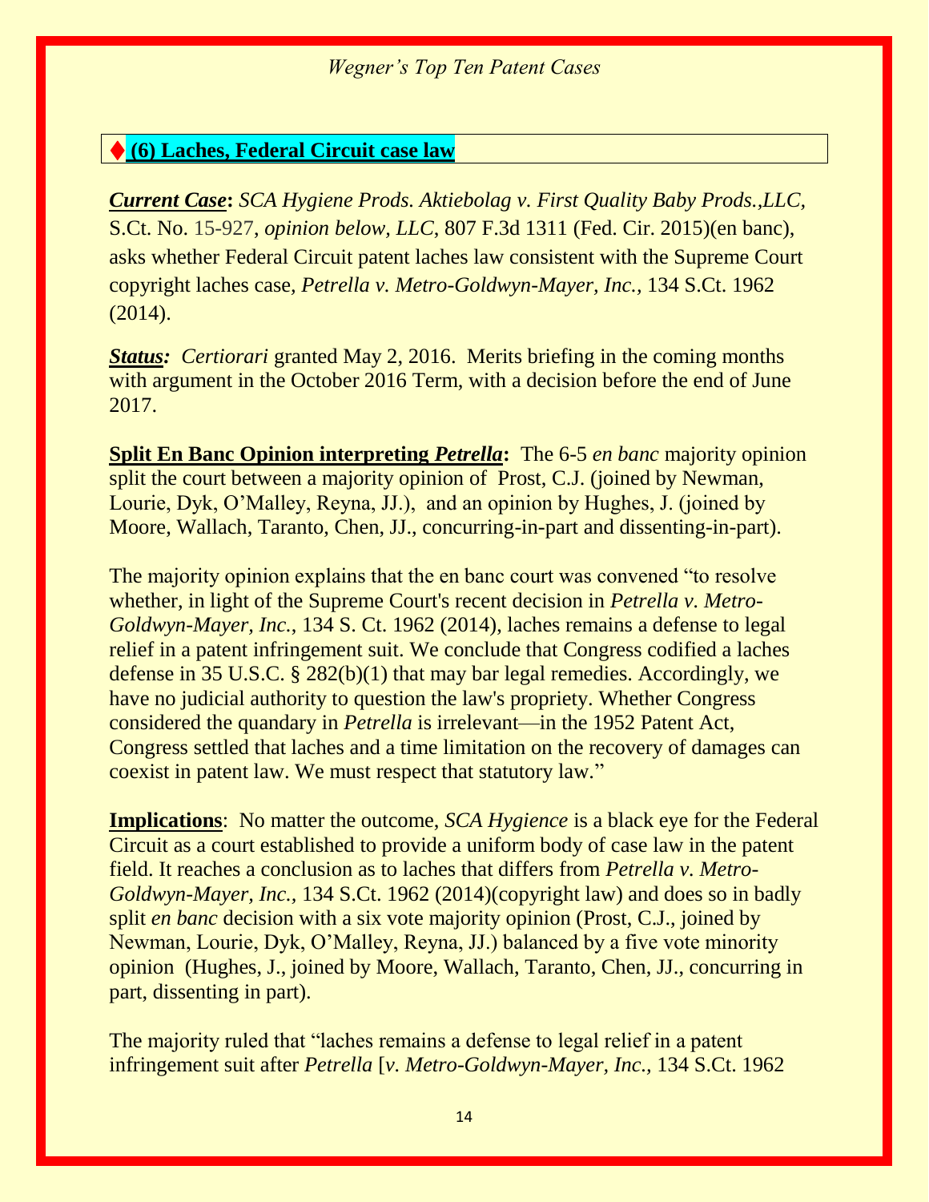♦ **(6) Laches, Federal Circuit case law**

***Current Case*****:** *SCA Hygiene Prods. Aktiebolag v. First Quality Baby Prods.,LLC,* S.Ct. No. 15-927, *opinion below, LLC,* 807 F.3d 1311 (Fed. Cir. 2015)(en banc), asks whether Federal Circuit patent laches law consistent with the Supreme Court copyright laches case, *Petrella v. Metro-Goldwyn-Mayer, Inc.,* 134 S.Ct. 1962 (2014).

***Status:*** *Certiorari* granted May 2, 2016. Merits briefing in the coming months with argument in the October 2016 Term, with a decision before the end of June 2017.

**Split En Banc Opinion interpreting *Petrella*:** The 6-5 *en banc* majority opinion split the court between a majority opinion of Prost, C.J. (joined by Newman, Lourie, Dyk, O'Malley, Reyna, JJ.), and an opinion by Hughes, J. (joined by Moore, Wallach, Taranto, Chen, JJ., concurring-in-part and dissenting-in-part).

The majority opinion explains that the en banc court was convened "to resolve whether, in light of the Supreme Court's recent decision in *Petrella v. Metro-Goldwyn-Mayer, Inc.*, 134 S. Ct. 1962 (2014), laches remains a defense to legal relief in a patent infringement suit. We conclude that Congress codified a laches defense in 35 U.S.C. § 282(b)(1) that may bar legal remedies. Accordingly, we have no judicial authority to question the law's propriety. Whether Congress considered the quandary in *Petrella* is irrelevant—in the 1952 Patent Act, Congress settled that laches and a time limitation on the recovery of damages can coexist in patent law. We must respect that statutory law."

**Implications**: No matter the outcome, *SCA Hygience* is a black eye for the Federal Circuit as a court established to provide a uniform body of case law in the patent field. It reaches a conclusion as to laches that differs from *Petrella v. Metro-Goldwyn-Mayer, Inc.,* 134 S.Ct. 1962 (2014)(copyright law) and does so in badly split *en banc* decision with a six vote majority opinion (Prost, C.J., joined by Newman, Lourie, Dyk, O'Malley, Reyna, JJ.) balanced by a five vote minority opinion (Hughes, J., joined by Moore, Wallach, Taranto, Chen, JJ., concurring in part, dissenting in part).

The majority ruled that "laches remains a defense to legal relief in a patent infringement suit after *Petrella* [*v. Metro-Goldwyn-Mayer, Inc.,* 134 S.Ct. 1962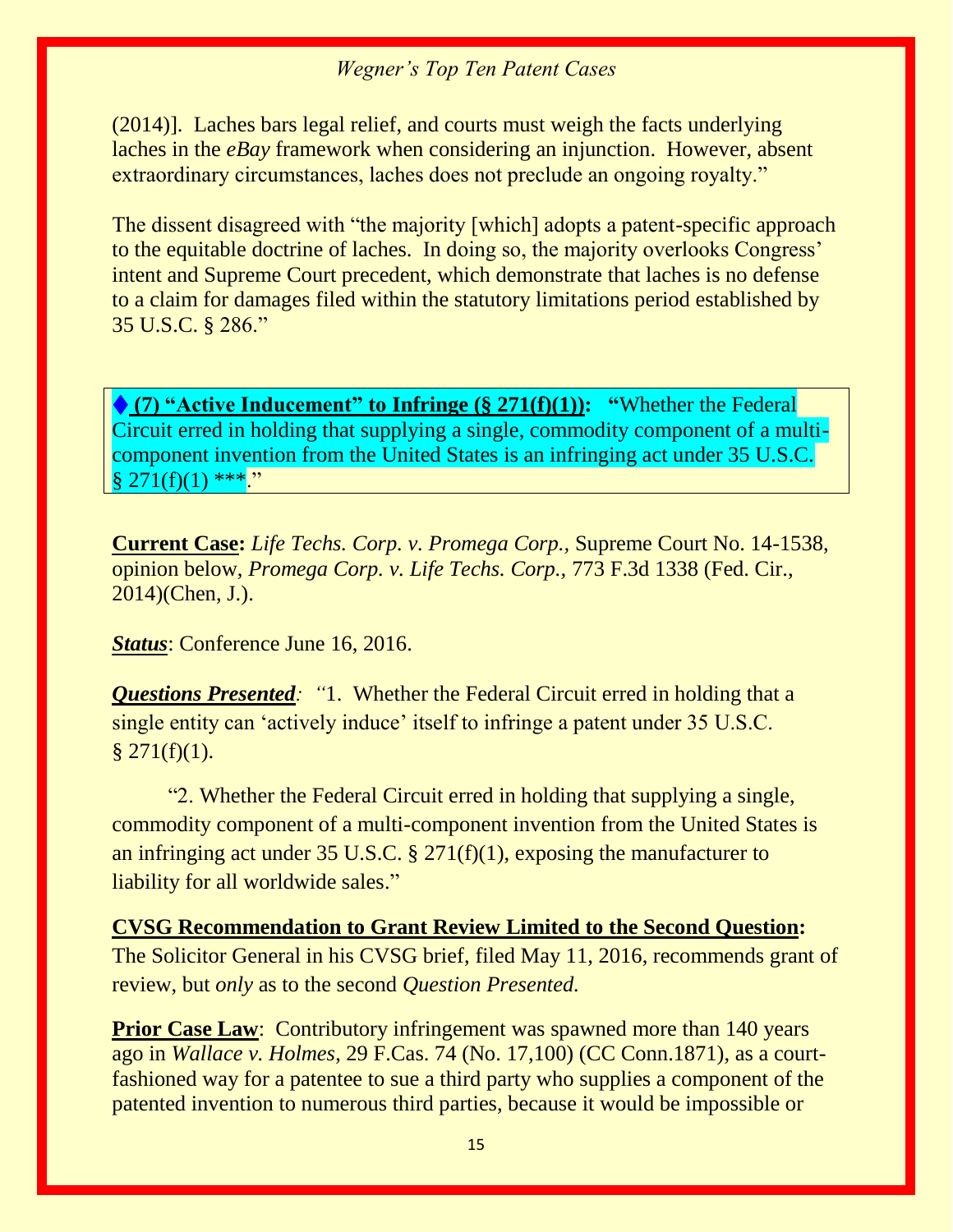(2014)]. Laches bars legal relief, and courts must weigh the facts underlying laches in the *eBay* framework when considering an injunction. However, absent extraordinary circumstances, laches does not preclude an ongoing royalty."

The dissent disagreed with "the majority [which] adopts a patent-specific approach to the equitable doctrine of laches. In doing so, the majority overlooks Congress' intent and Supreme Court precedent, which demonstrate that laches is no defense to a claim for damages filed within the statutory limitations period established by 35 U.S.C. § 286."

**♦ (7) "Active Inducement" to Infringe (§ 271(f)(1)):** "Whether the Federal Circuit erred in holding that supplying a single, commodity component of a multi-component invention from the United States is an infringing act under 35 U.S.C. § 271(f)(1) ***."

**Current Case:** *Life Techs. Corp. v. Promega Corp.*, Supreme Court No. 14-1538, opinion below, *Promega Corp. v. Life Techs. Corp.*, 773 F.3d 1338 (Fed. Cir., 2014)(Chen, J.).

***Status***: Conference June 16, 2016.

***Questions Presented***: "1. Whether the Federal Circuit erred in holding that a single entity can 'actively induce' itself to infringe a patent under 35 U.S.C. § 271(f)(1).

"2. Whether the Federal Circuit erred in holding that supplying a single, commodity component of a multi-component invention from the United States is an infringing act under 35 U.S.C. § 271(f)(1), exposing the manufacturer to liability for all worldwide sales."

**CVSG Recommendation to Grant Review Limited to the Second Question:** The Solicitor General in his CVSG brief, filed May 11, 2016, recommends grant of review, but *only* as to the second *Question Presented.*

**Prior Case Law**: Contributory infringement was spawned more than 140 years ago in *Wallace v. Holmes*, 29 F.Cas. 74 (No. 17,100) (CC Conn.1871), as a court-fashioned way for a patentee to sue a third party who supplies a component of the patented invention to numerous third parties, because it would be impossible or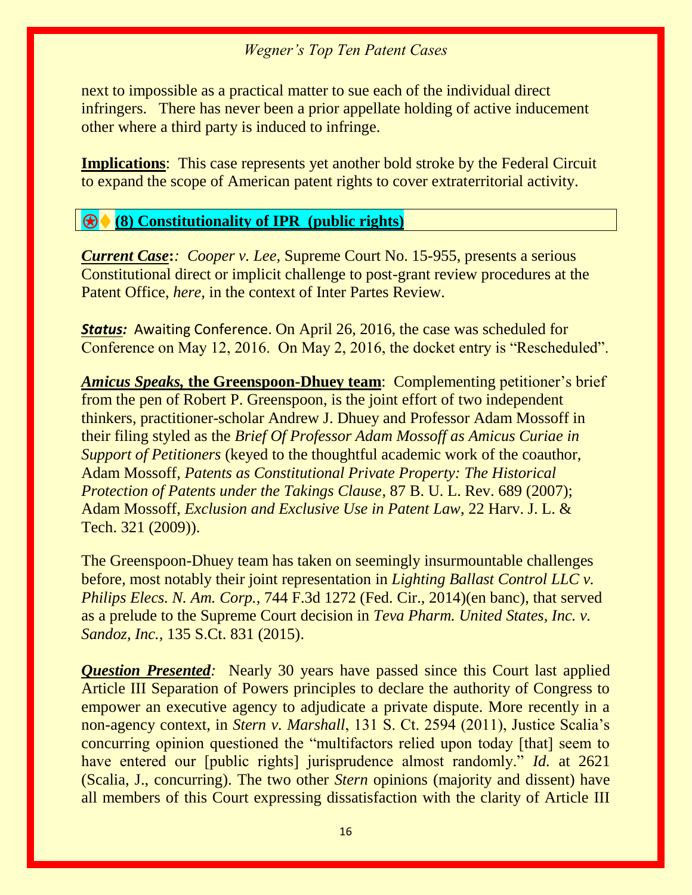next to impossible as a practical matter to sue each of the individual direct infringers. There has never been a prior appellate holding of active inducement other where a third party is induced to infringe.

**Implications**: This case represents yet another bold stroke by the Federal Circuit to expand the scope of American patent rights to cover extraterritorial activity.

## ⍟♦ (8) Constitutionality of IPR (public rights)

***Current Case**::* *Cooper v. Lee,* Supreme Court No. 15-955, presents a serious Constitutional direct or implicit challenge to post-grant review procedures at the Patent Office, *here,* in the context of Inter Partes Review.

***Status:*** Awaiting Conference. On April 26, 2016, the case was scheduled for Conference on May 12, 2016. On May 2, 2016, the docket entry is "Rescheduled".

***Amicus Speaks,* the Greenspoon-Dhuey team**: Complementing petitioner's brief from the pen of Robert P. Greenspoon, is the joint effort of two independent thinkers, practitioner-scholar Andrew J. Dhuey and Professor Adam Mossoff in their filing styled as the *Brief Of Professor Adam Mossoff as Amicus Curiae in Support of Petitioners* (keyed to the thoughtful academic work of the coauthor, Adam Mossoff, *Patents as Constitutional Private Property: The Historical Protection of Patents under the Takings Clause,* 87 B. U. L. Rev. 689 (2007); Adam Mossoff, *Exclusion and Exclusive Use in Patent Law*, 22 Harv. J. L. & Tech. 321 (2009)).

The Greenspoon-Dhuey team has taken on seemingly insurmountable challenges before, most notably their joint representation in *Lighting Ballast Control LLC v. Philips Elecs. N. Am. Corp.,* 744 F.3d 1272 (Fed. Cir., 2014)(en banc), that served as a prelude to the Supreme Court decision in *Teva Pharm. United States, Inc. v. Sandoz, Inc.,* 135 S.Ct. 831 (2015).

***Question Presented**:* Nearly 30 years have passed since this Court last applied Article III Separation of Powers principles to declare the authority of Congress to empower an executive agency to adjudicate a private dispute. More recently in a non-agency context, in *Stern v. Marshall*, 131 S. Ct. 2594 (2011), Justice Scalia's concurring opinion questioned the "multifactors relied upon today [that] seem to have entered our [public rights] jurisprudence almost randomly." *Id.* at 2621 (Scalia, J., concurring). The two other *Stern* opinions (majority and dissent) have all members of this Court expressing dissatisfaction with the clarity of Article III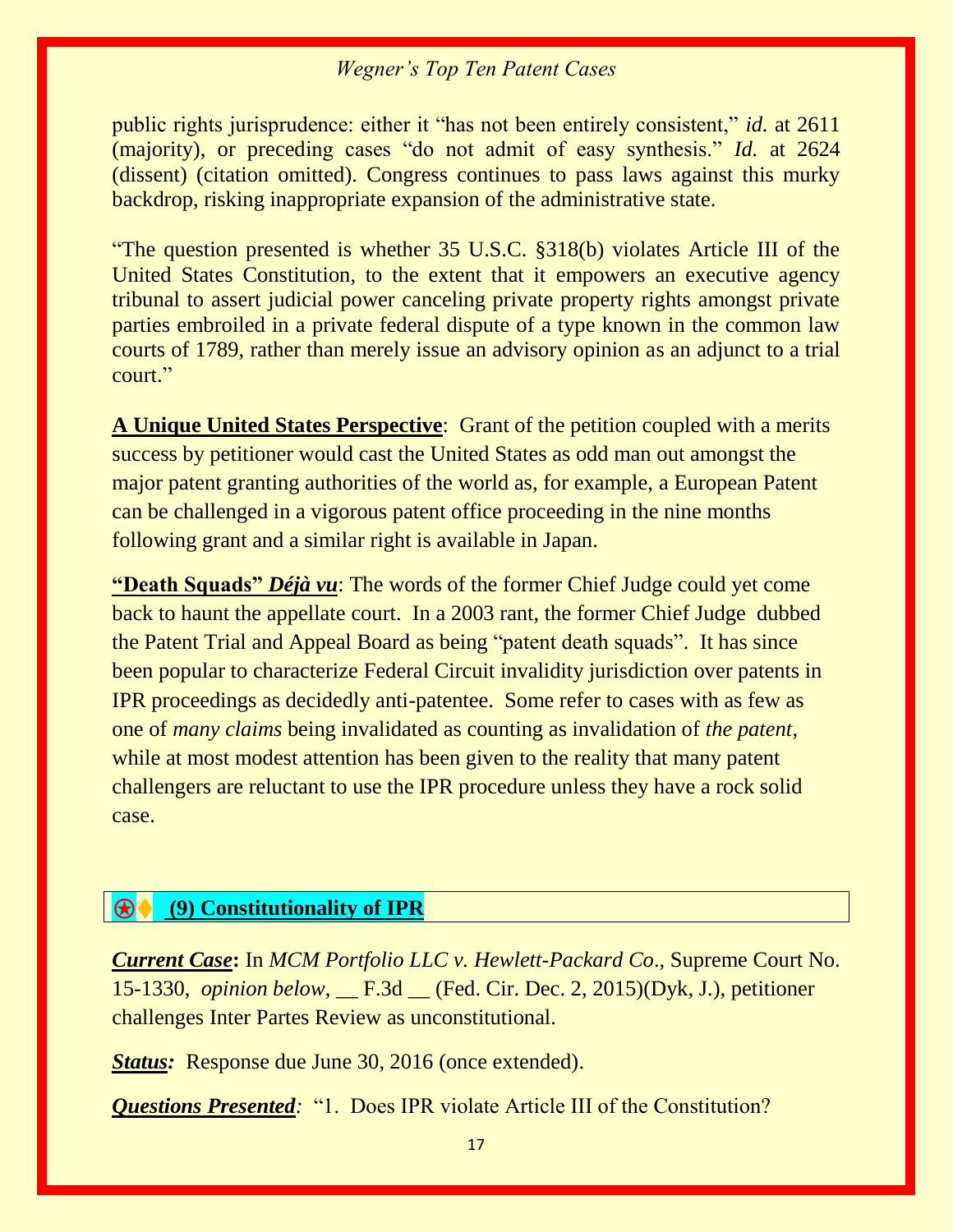public rights jurisprudence: either it "has not been entirely consistent," *id.* at 2611 (majority), or preceding cases "do not admit of easy synthesis." *Id.* at 2624 (dissent) (citation omitted). Congress continues to pass laws against this murky backdrop, risking inappropriate expansion of the administrative state.

"The question presented is whether 35 U.S.C. §318(b) violates Article III of the United States Constitution, to the extent that it empowers an executive agency tribunal to assert judicial power canceling private property rights amongst private parties embroiled in a private federal dispute of a type known in the common law courts of 1789, rather than merely issue an advisory opinion as an adjunct to a trial court."

**A Unique United States Perspective**: Grant of the petition coupled with a merits success by petitioner would cast the United States as odd man out amongst the major patent granting authorities of the world as, for example, a European Patent can be challenged in a vigorous patent office proceeding in the nine months following grant and a similar right is available in Japan.

**"Death Squads"** ***Déjà vu***: The words of the former Chief Judge could yet come back to haunt the appellate court. In a 2003 rant, the former Chief Judge dubbed the Patent Trial and Appeal Board as being "patent death squads". It has since been popular to characterize Federal Circuit invalidity jurisdiction over patents in IPR proceedings as decidedly anti-patentee. Some refer to cases with as few as one of *many claims* being invalidated as counting as invalidation of *the patent*, while at most modest attention has been given to the reality that many patent challengers are reluctant to use the IPR procedure unless they have a rock solid case.

## ⍟♦ (9) Constitutionality of IPR

***Current Case*:** In *MCM Portfolio LLC v. Hewlett-Packard Co*., Supreme Court No. 15-1330, *opinion below*, __ F.3d __ (Fed. Cir. Dec. 2, 2015)(Dyk, J.), petitioner challenges Inter Partes Review as unconstitutional.

***Status:*** Response due June 30, 2016 (once extended).

***Questions Presented**:* "1. Does IPR violate Article III of the Constitution?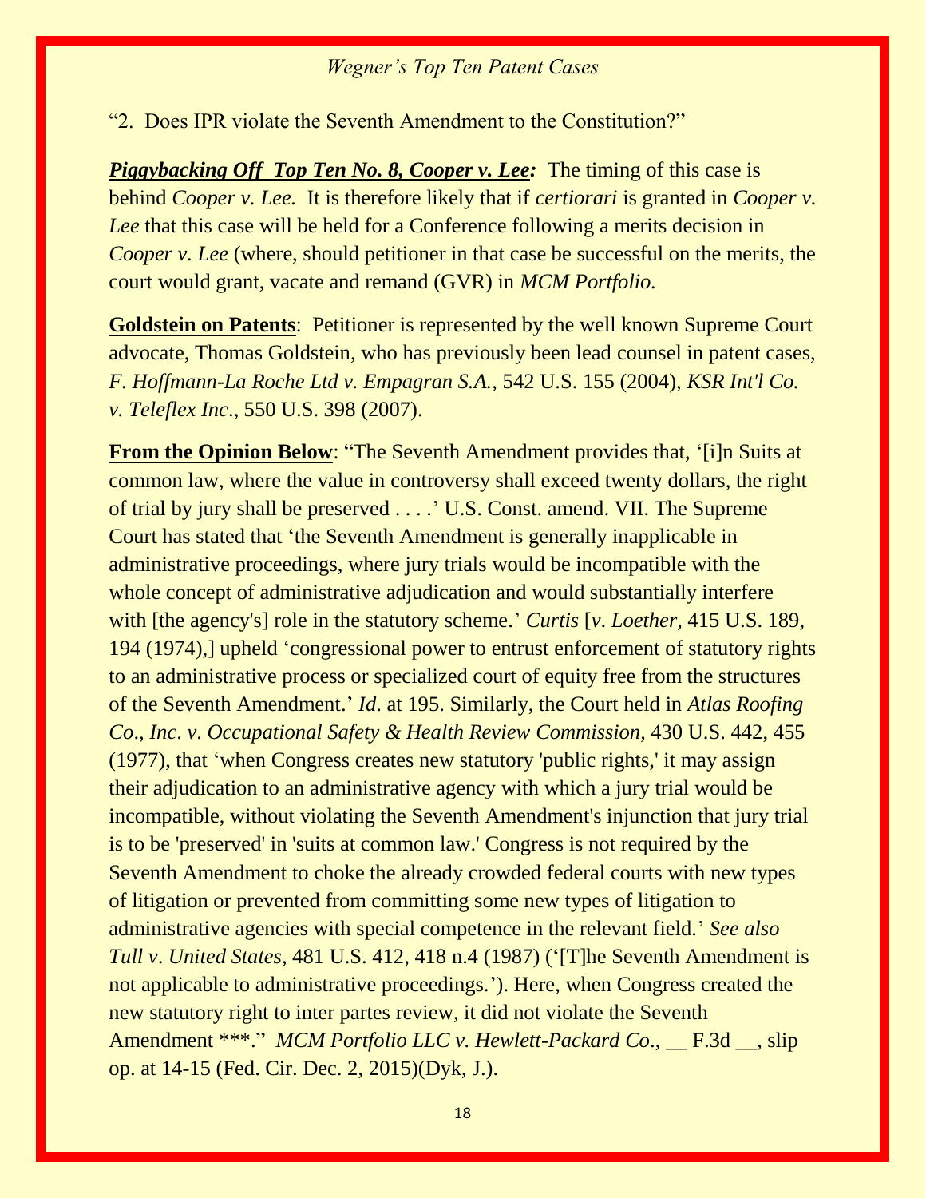"2. Does IPR violate the Seventh Amendment to the Constitution?"

***Piggybacking Off Top Ten No. 8, Cooper v. Lee:*** The timing of this case is behind *Cooper v. Lee.* It is therefore likely that if *certiorari* is granted in *Cooper v. Lee* that this case will be held for a Conference following a merits decision in *Cooper v. Lee* (where, should petitioner in that case be successful on the merits, the court would grant, vacate and remand (GVR) in *MCM Portfolio.*

**Goldstein on Patents**: Petitioner is represented by the well known Supreme Court advocate, Thomas Goldstein, who has previously been lead counsel in patent cases, *F. Hoffmann-La Roche Ltd v. Empagran S.A.,* 542 U.S. 155 (2004), *KSR Int'l Co. v. Teleflex Inc*., 550 U.S. 398 (2007).

**From the Opinion Below**: "The Seventh Amendment provides that, '[i]n Suits at common law, where the value in controversy shall exceed twenty dollars, the right of trial by jury shall be preserved . . . .' U.S. Const. amend. VII. The Supreme Court has stated that 'the Seventh Amendment is generally inapplicable in administrative proceedings, where jury trials would be incompatible with the whole concept of administrative adjudication and would substantially interfere with [the agency's] role in the statutory scheme.' *Curtis* [*v. Loether,* 415 U.S. 189, 194 (1974),] upheld 'congressional power to entrust enforcement of statutory rights to an administrative process or specialized court of equity free from the structures of the Seventh Amendment.' *Id*. at 195. Similarly, the Court held in *Atlas Roofing Co*., *Inc*. *v*. *Occupational Safety & Health Review Commission,* 430 U.S. 442, 455 (1977), that 'when Congress creates new statutory 'public rights,' it may assign their adjudication to an administrative agency with which a jury trial would be incompatible, without violating the Seventh Amendment's injunction that jury trial is to be 'preserved' in 'suits at common law.' Congress is not required by the Seventh Amendment to choke the already crowded federal courts with new types of litigation or prevented from committing some new types of litigation to administrative agencies with special competence in the relevant field.' *See also Tull v*. *United States,* 481 U.S. 412, 418 n.4 (1987) ('[T]he Seventh Amendment is not applicable to administrative proceedings.'). Here, when Congress created the new statutory right to inter partes review, it did not violate the Seventh Amendment ***." *MCM Portfolio LLC v. Hewlett-Packard Co*., __ F.3d __, slip op. at 14-15 (Fed. Cir. Dec. 2, 2015)(Dyk, J.).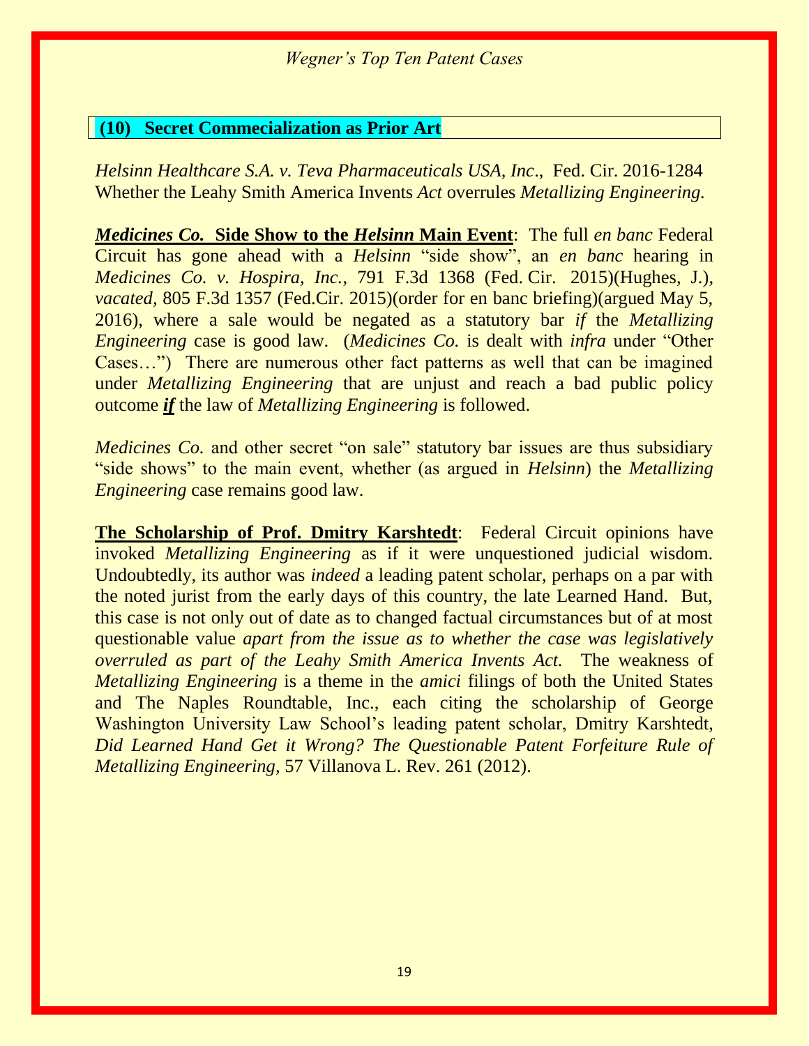## (10) Secret Commecialization as Prior Art

*Helsinn Healthcare S.A. v. Teva Pharmaceuticals USA, Inc*., Fed. Cir. 2016-1284 Whether the Leahy Smith America Invents *Act* overrules *Metallizing Engineering.*

***Medicines Co.* Side Show to the *Helsinn* Main Event**: The full *en banc* Federal Circuit has gone ahead with a *Helsinn* "side show", an *en banc* hearing in *Medicines Co. v. Hospira, Inc.*, 791 F.3d 1368 (Fed. Cir. 2015)(Hughes, J.), *vacated*, 805 F.3d 1357 (Fed.Cir. 2015)(order for en banc briefing)(argued May 5, 2016), where a sale would be negated as a statutory bar *if* the *Metallizing Engineering* case is good law. (*Medicines Co.* is dealt with *infra* under "Other Cases…") There are numerous other fact patterns as well that can be imagined under *Metallizing Engineering* that are unjust and reach a bad public policy outcome ***if*** the law of *Metallizing Engineering* is followed.

*Medicines Co.* and other secret "on sale" statutory bar issues are thus subsidiary "side shows" to the main event, whether (as argued in *Helsinn*) the *Metallizing Engineering* case remains good law.

**The Scholarship of Prof. Dmitry Karshtedt**: Federal Circuit opinions have invoked *Metallizing Engineering* as if it were unquestioned judicial wisdom. Undoubtedly, its author was *indeed* a leading patent scholar, perhaps on a par with the noted jurist from the early days of this country, the late Learned Hand. But, this case is not only out of date as to changed factual circumstances but of at most questionable value *apart from the issue as to whether the case was legislatively overruled as part of the Leahy Smith America Invents Act.* The weakness of *Metallizing Engineering* is a theme in the *amici* filings of both the United States and The Naples Roundtable, Inc., each citing the scholarship of George Washington University Law School's leading patent scholar, Dmitry Karshtedt, *Did Learned Hand Get it Wrong? The Questionable Patent Forfeiture Rule of Metallizing Engineering,* 57 Villanova L. Rev. 261 (2012).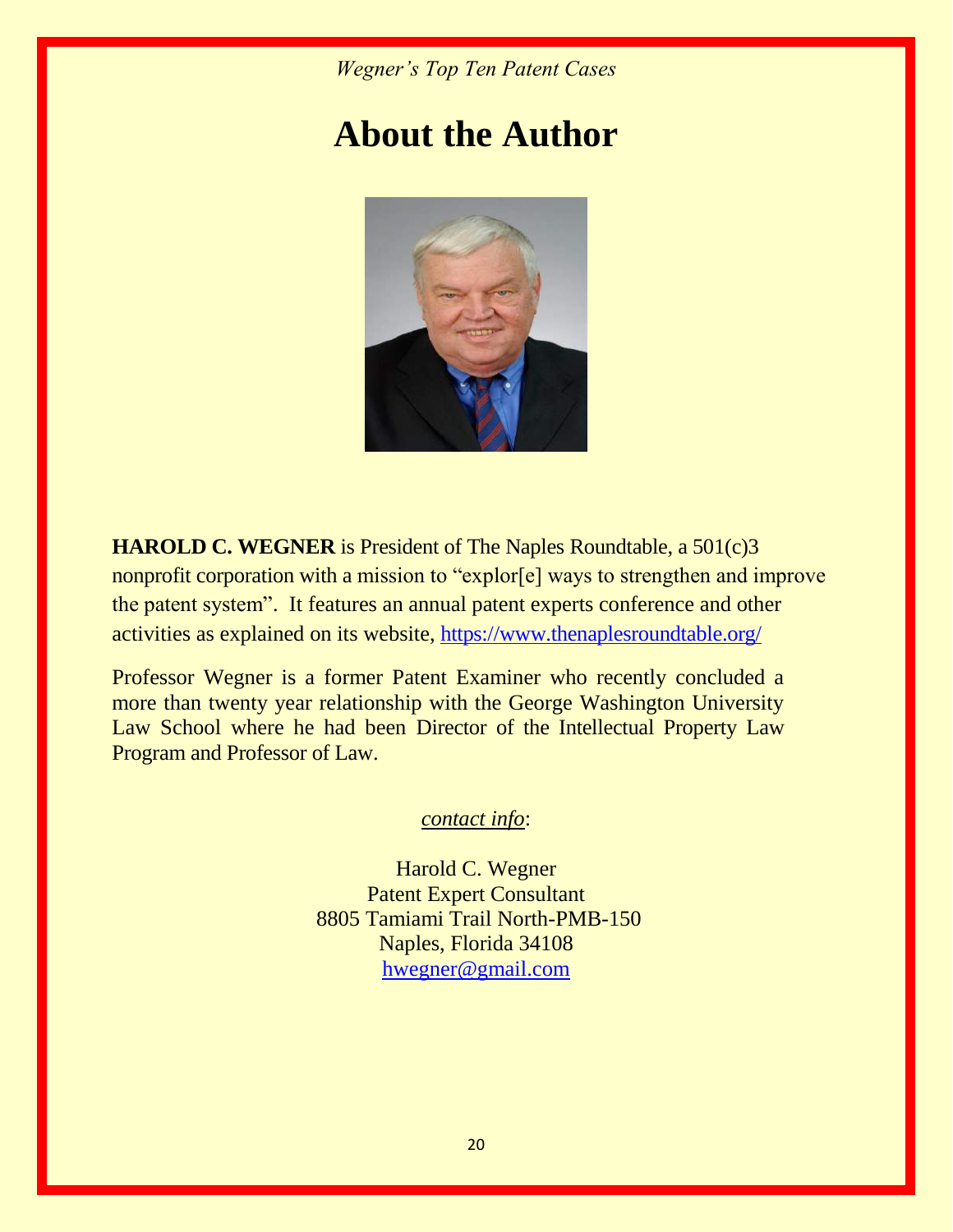# About the Author

**HAROLD C. WEGNER** is President of The Naples Roundtable, a 501(c)3 nonprofit corporation with a mission to "explor[e] ways to strengthen and improve the patent system". It features an annual patent experts conference and other activities as explained on its website, https://www.thenaplesroundtable.org/

Professor Wegner is a former Patent Examiner who recently concluded a more than twenty year relationship with the George Washington University Law School where he had been Director of the Intellectual Property Law Program and Professor of Law.

*contact info*:

Harold C. Wegner
Patent Expert Consultant
8805 Tamiami Trail North-PMB-150
Naples, Florida 34108
hwegner@gmail.com